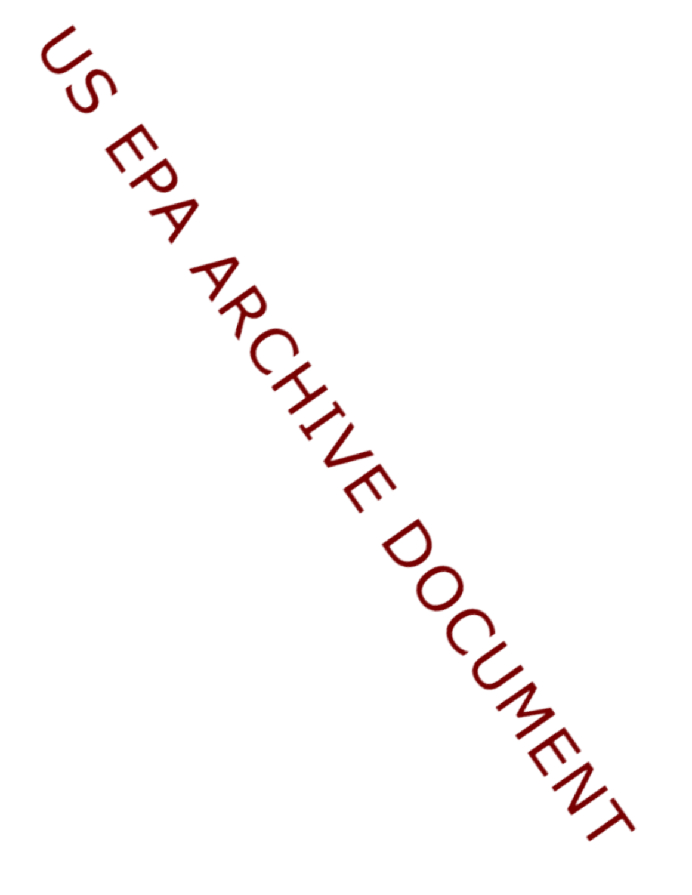US EPA ARCHIVE DOCUMENT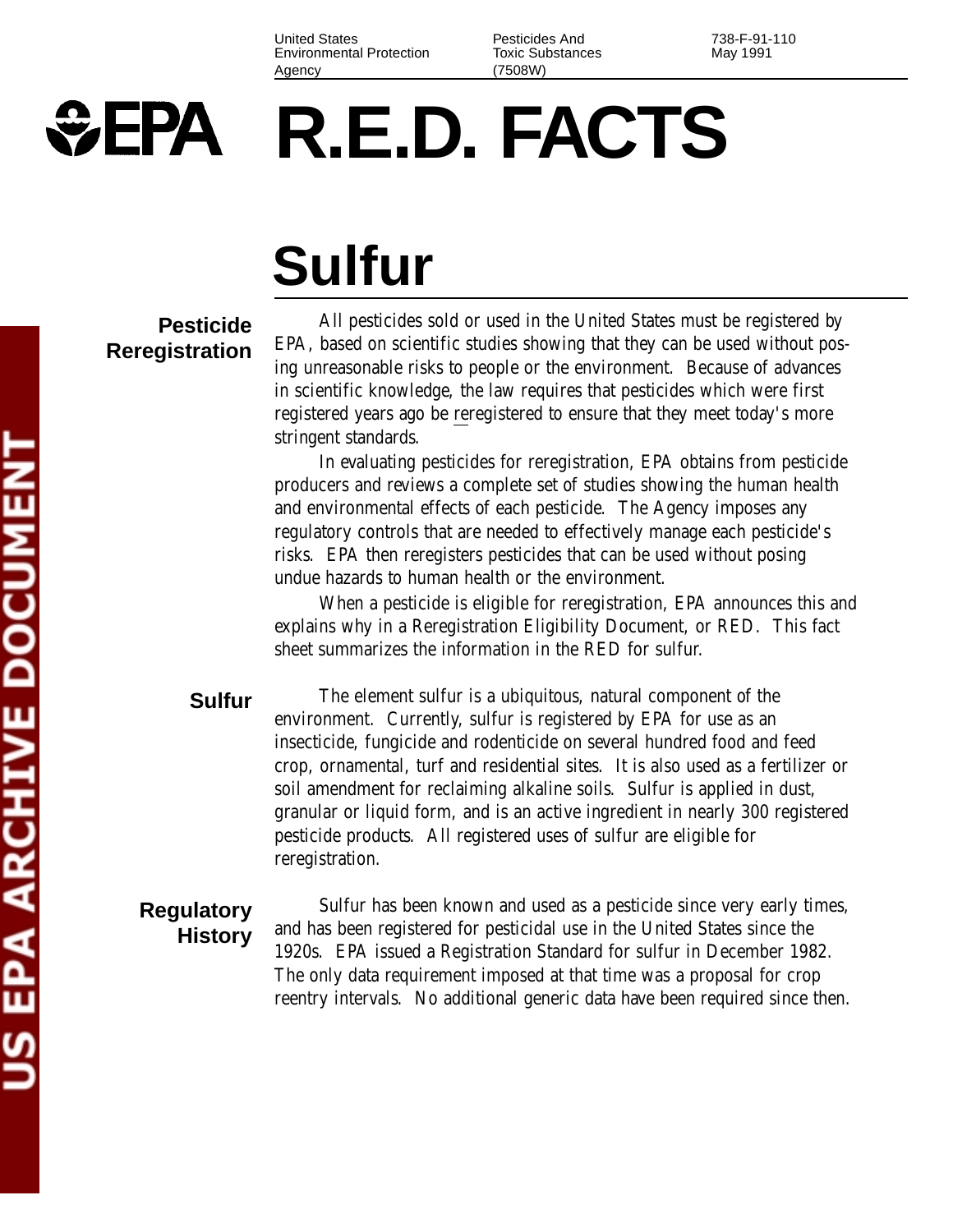United States Environmental Protection Agency | Pesticides And Toxic Substances (7508W) | 738-F-91-110 May 1991

# R.E.D. FACTS

# Sulfur

## Pesticide Reregistration

All pesticides sold or used in the United States must be registered by EPA, based on scientific studies showing that they can be used without posing unreasonable risks to people or the environment. Because of advances in scientific knowledge, the law requires that pesticides which were first registered years ago be reregistered to ensure that they meet today's more stringent standards.

In evaluating pesticides for reregistration, EPA obtains from pesticide producers and reviews a complete set of studies showing the human health and environmental effects of each pesticide. The Agency imposes any regulatory controls that are needed to effectively manage each pesticide's risks. EPA then reregisters pesticides that can be used without posing undue hazards to human health or the environment.

When a pesticide is eligible for reregistration, EPA announces this and explains why in a Reregistration Eligibility Document, or RED. This fact sheet summarizes the information in the RED for sulfur.

## Sulfur

The element sulfur is a ubiquitous, natural component of the environment. Currently, sulfur is registered by EPA for use as an insecticide, fungicide and rodenticide on several hundred food and feed crop, ornamental, turf and residential sites. It is also used as a fertilizer or soil amendment for reclaiming alkaline soils. Sulfur is applied in dust, granular or liquid form, and is an active ingredient in nearly 300 registered pesticide products. All registered uses of sulfur are eligible for reregistration.

## Regulatory History

Sulfur has been known and used as a pesticide since very early times, and has been registered for pesticidal use in the United States since the 1920s. EPA issued a Registration Standard for sulfur in December 1982. The only data requirement imposed at that time was a proposal for crop reentry intervals. No additional generic data have been required since then.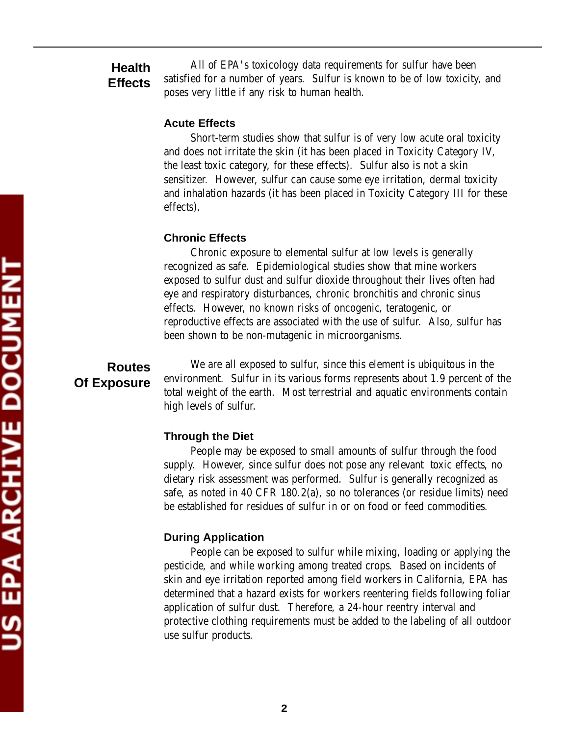## Health Effects

All of EPA's toxicology data requirements for sulfur have been satisfied for a number of years. Sulfur is known to be of low toxicity, and poses very little if any risk to human health.

### Acute Effects

Short-term studies show that sulfur is of very low acute oral toxicity and does not irritate the skin (it has been placed in Toxicity Category IV, the least toxic category, for these effects). Sulfur also is not a skin sensitizer. However, sulfur can cause some eye irritation, dermal toxicity and inhalation hazards (it has been placed in Toxicity Category III for these effects).

### Chronic Effects

Chronic exposure to elemental sulfur at low levels is generally recognized as safe. Epidemiological studies show that mine workers exposed to sulfur dust and sulfur dioxide throughout their lives often had eye and respiratory disturbances, chronic bronchitis and chronic sinus effects. However, no known risks of oncogenic, teratogenic, or reproductive effects are associated with the use of sulfur. Also, sulfur has been shown to be non-mutagenic in microorganisms.

## Routes Of Exposure

We are all exposed to sulfur, since this element is ubiquitous in the environment. Sulfur in its various forms represents about 1.9 percent of the total weight of the earth. Most terrestrial and aquatic environments contain high levels of sulfur.

### Through the Diet

People may be exposed to small amounts of sulfur through the food supply. However, since sulfur does not pose any relevant toxic effects, no dietary risk assessment was performed. Sulfur is generally recognized as safe, as noted in 40 CFR 180.2(a), so no tolerances (or residue limits) need be established for residues of sulfur in or on food or feed commodities.

### During Application

People can be exposed to sulfur while mixing, loading or applying the pesticide, and while working among treated crops. Based on incidents of skin and eye irritation reported among field workers in California, EPA has determined that a hazard exists for workers reentering fields following foliar application of sulfur dust. Therefore, a 24-hour reentry interval and protective clothing requirements must be added to the labeling of all outdoor use sulfur products.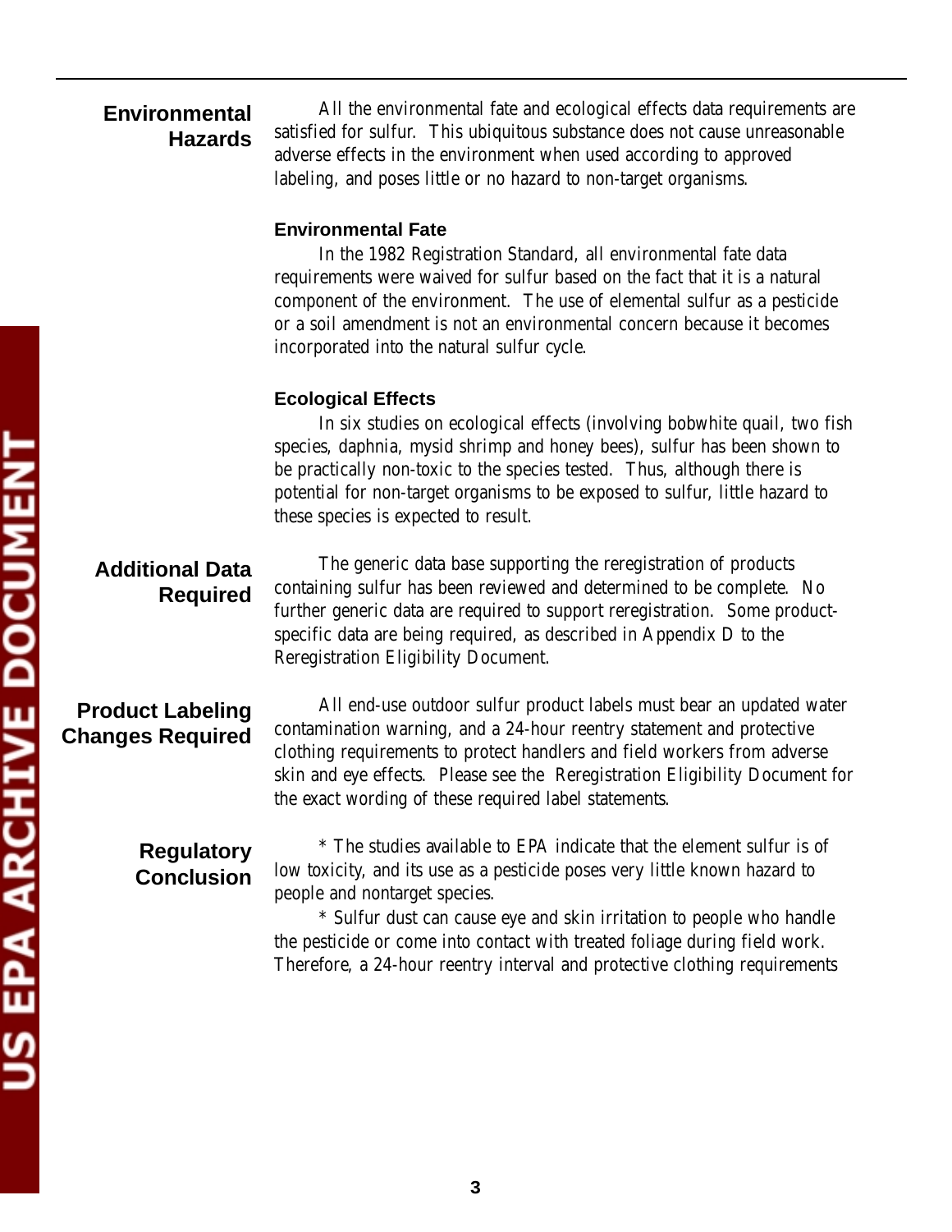## Environmental Hazards

All the environmental fate and ecological effects data requirements are satisfied for sulfur. This ubiquitous substance does not cause unreasonable adverse effects in the environment when used according to approved labeling, and poses little or no hazard to non-target organisms.

### Environmental Fate

In the 1982 Registration Standard, all environmental fate data requirements were waived for sulfur based on the fact that it is a natural component of the environment. The use of elemental sulfur as a pesticide or a soil amendment is not an environmental concern because it becomes incorporated into the natural sulfur cycle.

### Ecological Effects

In six studies on ecological effects (involving bobwhite quail, two fish species, daphnia, mysid shrimp and honey bees), sulfur has been shown to be practically non-toxic to the species tested. Thus, although there is potential for non-target organisms to be exposed to sulfur, little hazard to these species is expected to result.

## Additional Data Required

The generic data base supporting the reregistration of products containing sulfur has been reviewed and determined to be complete. No further generic data are required to support reregistration. Some product-specific data are being required, as described in Appendix D to the Reregistration Eligibility Document.

## Product Labeling Changes Required

All end-use outdoor sulfur product labels must bear an updated water contamination warning, and a 24-hour reentry statement and protective clothing requirements to protect handlers and field workers from adverse skin and eye effects. Please see the Reregistration Eligibility Document for the exact wording of these required label statements.

## Regulatory Conclusion

* The studies available to EPA indicate that the element sulfur is of low toxicity, and its use as a pesticide poses very little known hazard to people and nontarget species.

* Sulfur dust can cause eye and skin irritation to people who handle the pesticide or come into contact with treated foliage during field work. Therefore, a 24-hour reentry interval and protective clothing requirements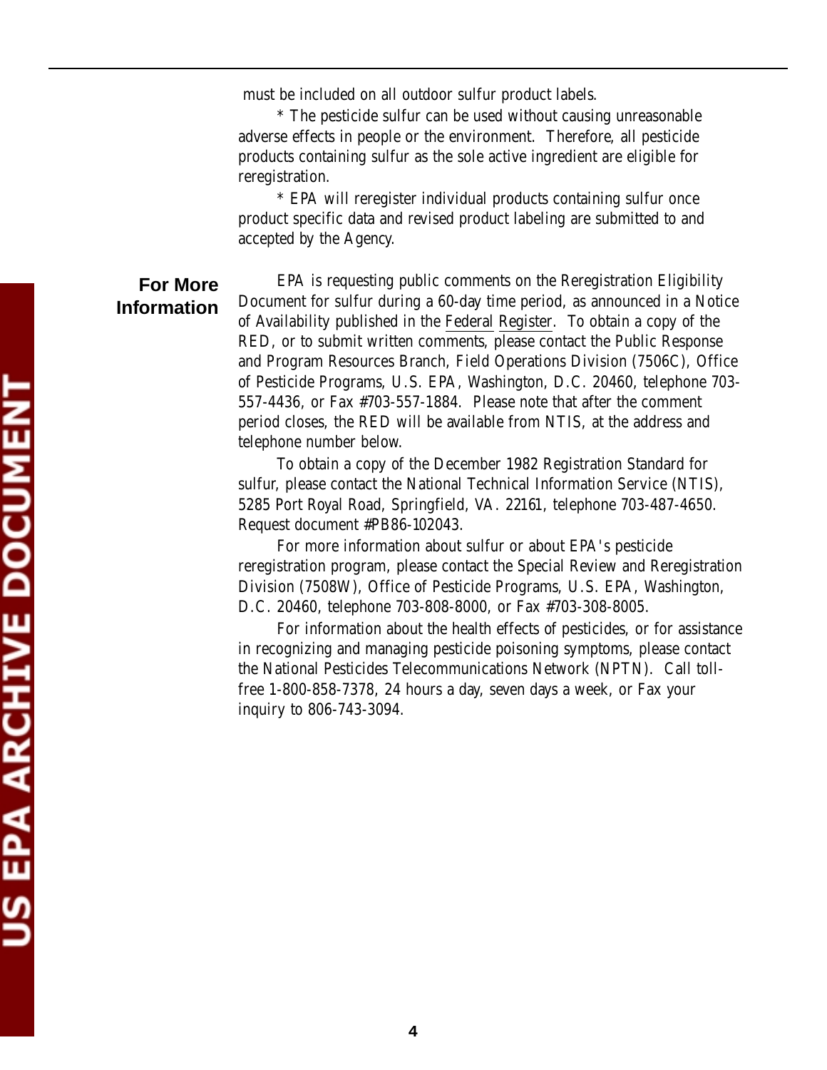must be included on all outdoor sulfur product labels.

* The pesticide sulfur can be used without causing unreasonable adverse effects in people or the environment. Therefore, all pesticide products containing sulfur as the sole active ingredient are eligible for reregistration.

* EPA will reregister individual products containing sulfur once product specific data and revised product labeling are submitted to and accepted by the Agency.

## For More Information

EPA is requesting public comments on the Reregistration Eligibility Document for sulfur during a 60-day time period, as announced in a Notice of Availability published in the Federal Register. To obtain a copy of the RED, or to submit written comments, please contact the Public Response and Program Resources Branch, Field Operations Division (7506C), Office of Pesticide Programs, U.S. EPA, Washington, D.C. 20460, telephone 703-557-4436, or Fax #703-557-1884. Please note that after the comment period closes, the RED will be available from NTIS, at the address and telephone number below.

To obtain a copy of the December 1982 Registration Standard for sulfur, please contact the National Technical Information Service (NTIS), 5285 Port Royal Road, Springfield, VA. 22161, telephone 703-487-4650. Request document #PB86-102043.

For more information about sulfur or about EPA's pesticide reregistration program, please contact the Special Review and Reregistration Division (7508W), Office of Pesticide Programs, U.S. EPA, Washington, D.C. 20460, telephone 703-808-8000, or Fax #703-308-8005.

For information about the health effects of pesticides, or for assistance in recognizing and managing pesticide poisoning symptoms, please contact the National Pesticides Telecommunications Network (NPTN). Call toll-free 1-800-858-7378, 24 hours a day, seven days a week, or Fax your inquiry to 806-743-3094.